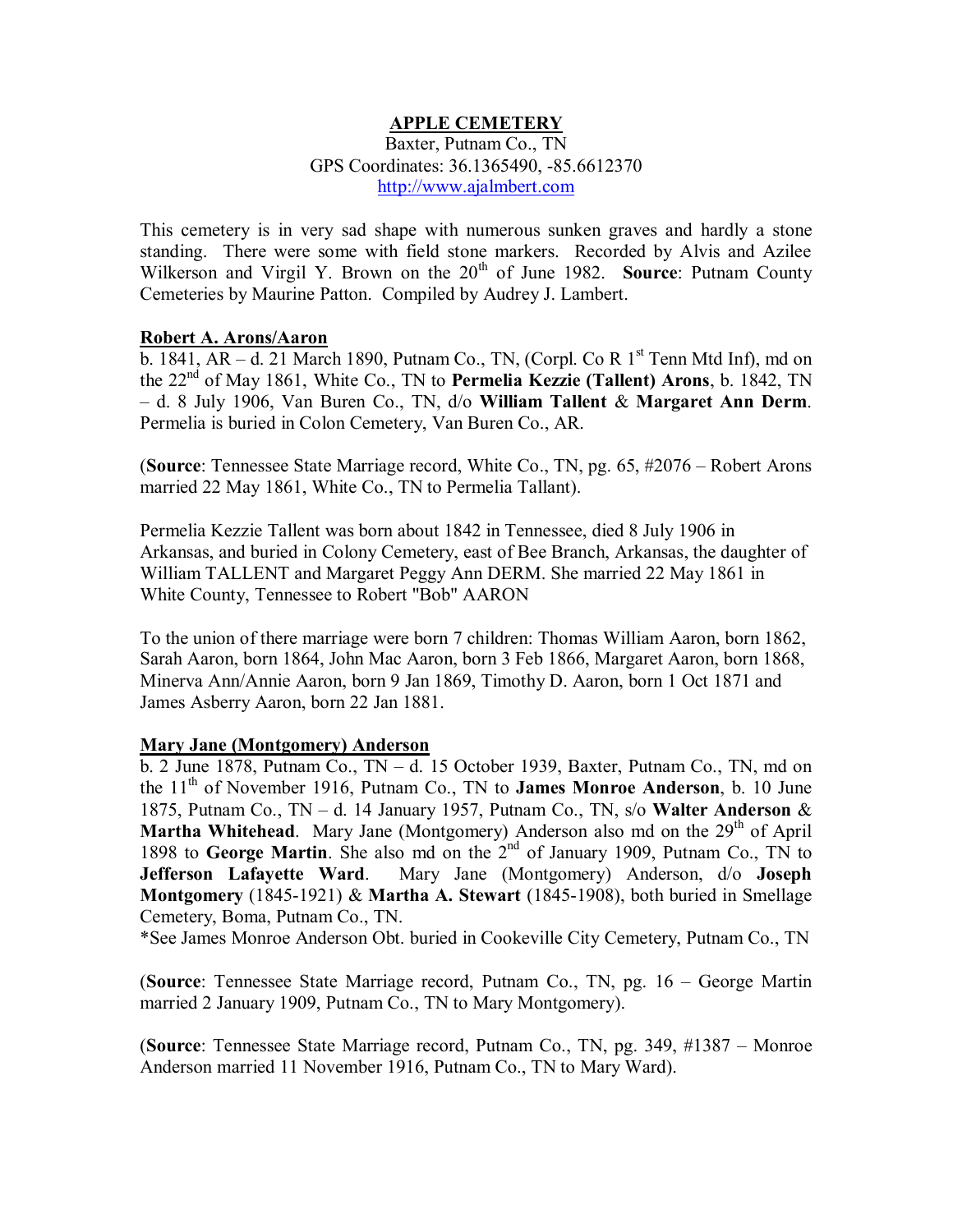# APPLE CEMETERY

Baxter, Putnam Co., TN
GPS Coordinates: 36.1365490, -85.6612370
http://www.ajalmbert.com

This cemetery is in very sad shape with numerous sunken graves and hardly a stone standing. There were some with field stone markers. Recorded by Alvis and Azilee Wilkerson and Virgil Y. Brown on the 20th of June 1982. **Source**: Putnam County Cemeteries by Maurine Patton. Compiled by Audrey J. Lambert.

## Robert A. Arons/Aaron

b. 1841, AR – d. 21 March 1890, Putnam Co., TN, (Corpl. Co R 1st Tenn Mtd Inf), md on the 22nd of May 1861, White Co., TN to **Permelia Kezzie (Tallent) Arons**, b. 1842, TN – d. 8 July 1906, Van Buren Co., TN, d/o **William Tallent** & **Margaret Ann Derm**. Permelia is buried in Colon Cemetery, Van Buren Co., AR.

(**Source**: Tennessee State Marriage record, White Co., TN, pg. 65, #2076 – Robert Arons married 22 May 1861, White Co., TN to Permelia Tallant).

Permelia Kezzie Tallent was born about 1842 in Tennessee, died 8 July 1906 in Arkansas, and buried in Colony Cemetery, east of Bee Branch, Arkansas, the daughter of William TALLENT and Margaret Peggy Ann DERM. She married 22 May 1861 in White County, Tennessee to Robert "Bob" AARON

To the union of there marriage were born 7 children: Thomas William Aaron, born 1862, Sarah Aaron, born 1864, John Mac Aaron, born 3 Feb 1866, Margaret Aaron, born 1868, Minerva Ann/Annie Aaron, born 9 Jan 1869, Timothy D. Aaron, born 1 Oct 1871 and James Asberry Aaron, born 22 Jan 1881.

## Mary Jane (Montgomery) Anderson

b. 2 June 1878, Putnam Co., TN – d. 15 October 1939, Baxter, Putnam Co., TN, md on the 11th of November 1916, Putnam Co., TN to **James Monroe Anderson**, b. 10 June 1875, Putnam Co., TN – d. 14 January 1957, Putnam Co., TN, s/o **Walter Anderson** & **Martha Whitehead**. Mary Jane (Montgomery) Anderson also md on the 29th of April 1898 to **George Martin**. She also md on the 2nd of January 1909, Putnam Co., TN to **Jefferson Lafayette Ward**. Mary Jane (Montgomery) Anderson, d/o **Joseph Montgomery** (1845-1921) & **Martha A. Stewart** (1845-1908), both buried in Smellage Cemetery, Boma, Putnam Co., TN.
*See James Monroe Anderson Obt. buried in Cookeville City Cemetery, Putnam Co., TN

(**Source**: Tennessee State Marriage record, Putnam Co., TN, pg. 16 – George Martin married 2 January 1909, Putnam Co., TN to Mary Montgomery).

(**Source**: Tennessee State Marriage record, Putnam Co., TN, pg. 349, #1387 – Monroe Anderson married 11 November 1916, Putnam Co., TN to Mary Ward).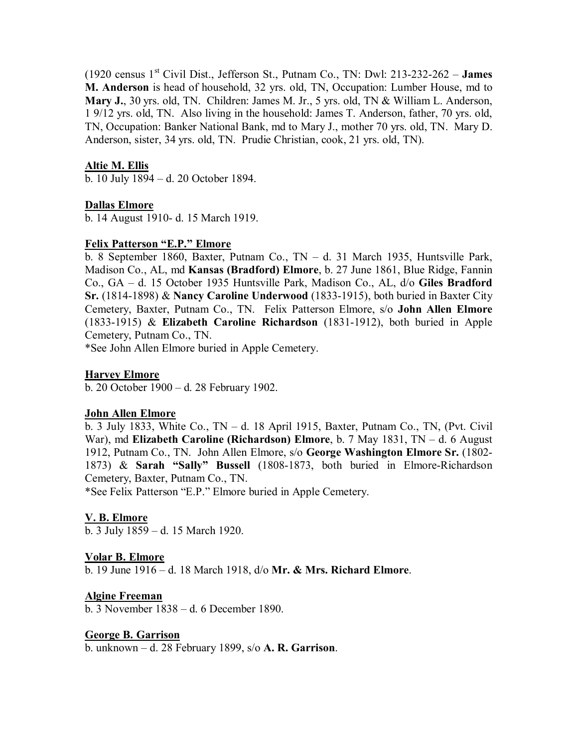(1920 census 1st Civil Dist., Jefferson St., Putnam Co., TN: Dwl: 213-232-262 – **James M. Anderson** is head of household, 32 yrs. old, TN, Occupation: Lumber House, md to **Mary J.**, 30 yrs. old, TN. Children: James M. Jr., 5 yrs. old, TN & William L. Anderson, 1 9/12 yrs. old, TN. Also living in the household: James T. Anderson, father, 70 yrs. old, TN, Occupation: Banker National Bank, md to Mary J., mother 70 yrs. old, TN. Mary D. Anderson, sister, 34 yrs. old, TN. Prudie Christian, cook, 21 yrs. old, TN).

**Altie M. Ellis**
b. 10 July 1894 – d. 20 October 1894.

**Dallas Elmore**
b. 14 August 1910- d. 15 March 1919.

**Felix Patterson "E.P." Elmore**
b. 8 September 1860, Baxter, Putnam Co., TN – d. 31 March 1935, Huntsville Park, Madison Co., AL, md **Kansas (Bradford) Elmore**, b. 27 June 1861, Blue Ridge, Fannin Co., GA – d. 15 October 1935 Huntsville Park, Madison Co., AL, d/o **Giles Bradford Sr.** (1814-1898) & **Nancy Caroline Underwood** (1833-1915), both buried in Baxter City Cemetery, Baxter, Putnam Co., TN. Felix Patterson Elmore, s/o **John Allen Elmore** (1833-1915) & **Elizabeth Caroline Richardson** (1831-1912), both buried in Apple Cemetery, Putnam Co., TN.
*See John Allen Elmore buried in Apple Cemetery.

**Harvey Elmore**
b. 20 October 1900 – d. 28 February 1902.

**John Allen Elmore**
b. 3 July 1833, White Co., TN – d. 18 April 1915, Baxter, Putnam Co., TN, (Pvt. Civil War), md **Elizabeth Caroline (Richardson) Elmore**, b. 7 May 1831, TN – d. 6 August 1912, Putnam Co., TN. John Allen Elmore, s/o **George Washington Elmore Sr.** (1802-1873) & **Sarah "Sally" Bussell** (1808-1873, both buried in Elmore-Richardson Cemetery, Baxter, Putnam Co., TN.
*See Felix Patterson "E.P." Elmore buried in Apple Cemetery.

**V. B. Elmore**
b. 3 July 1859 – d. 15 March 1920.

**Volar B. Elmore**
b. 19 June 1916 – d. 18 March 1918, d/o **Mr. & Mrs. Richard Elmore**.

**Algine Freeman**
b. 3 November 1838 – d. 6 December 1890.

**George B. Garrison**
b. unknown – d. 28 February 1899, s/o **A. R. Garrison**.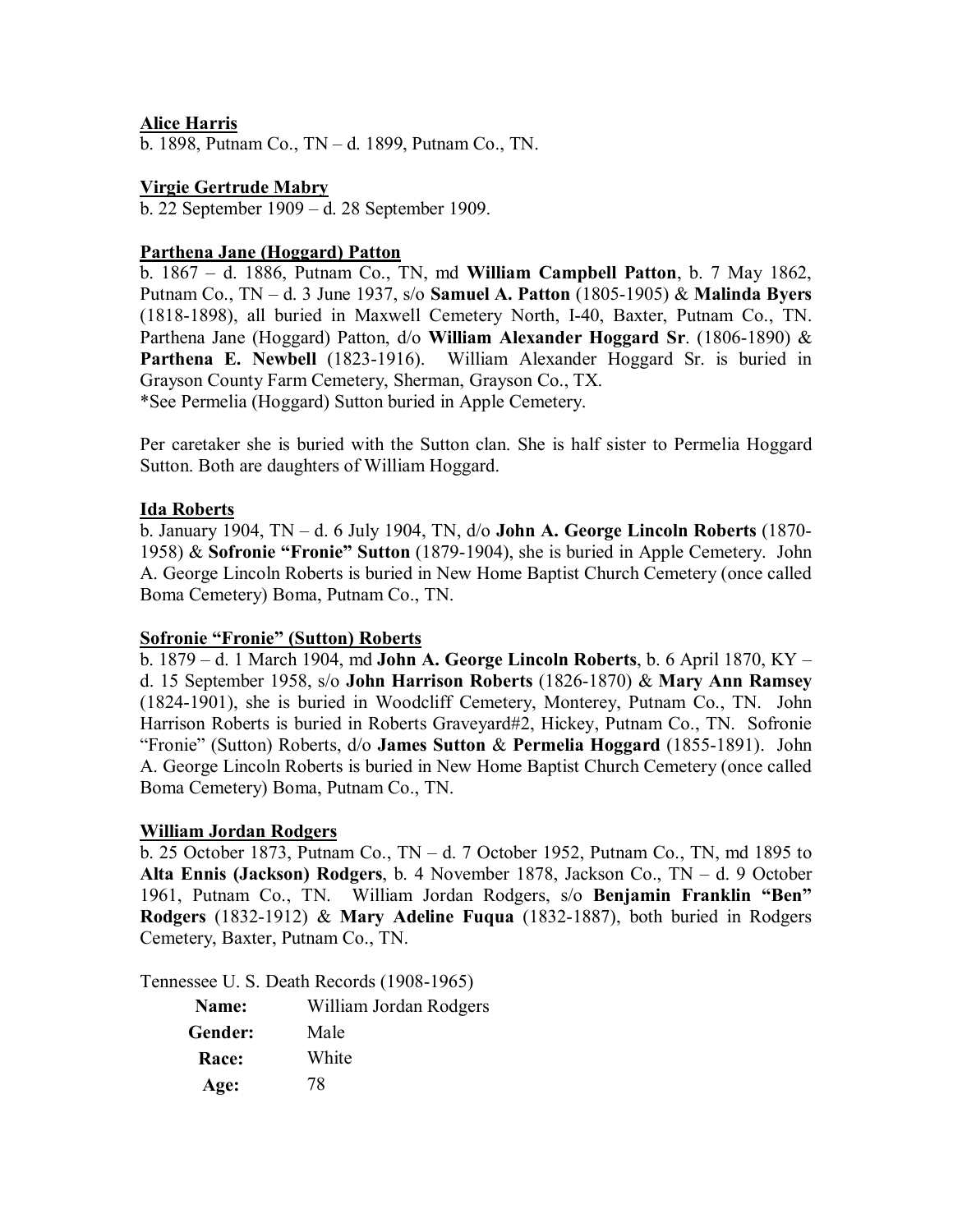**<u>Alice Harris</u>**
b. 1898, Putnam Co., TN – d. 1899, Putnam Co., TN.

**<u>Virgie Gertrude Mabry</u>**
b. 22 September 1909 – d. 28 September 1909.

**<u>Parthena Jane (Hoggard) Patton</u>**
b. 1867 – d. 1886, Putnam Co., TN, md **William Campbell Patton**, b. 7 May 1862, Putnam Co., TN – d. 3 June 1937, s/o **Samuel A. Patton** (1805-1905) & **Malinda Byers** (1818-1898), all buried in Maxwell Cemetery North, I-40, Baxter, Putnam Co., TN. Parthena Jane (Hoggard) Patton, d/o **William Alexander Hoggard Sr**. (1806-1890) & **Parthena E. Newbell** (1823-1916). William Alexander Hoggard Sr. is buried in Grayson County Farm Cemetery, Sherman, Grayson Co., TX.
*See Permelia (Hoggard) Sutton buried in Apple Cemetery.

Per caretaker she is buried with the Sutton clan. She is half sister to Permelia Hoggard Sutton. Both are daughters of William Hoggard.

**<u>Ida Roberts</u>**
b. January 1904, TN – d. 6 July 1904, TN, d/o **John A. George Lincoln Roberts** (1870-1958) & **Sofronie "Fronie" Sutton** (1879-1904), she is buried in Apple Cemetery. John A. George Lincoln Roberts is buried in New Home Baptist Church Cemetery (once called Boma Cemetery) Boma, Putnam Co., TN.

**<u>Sofronie "Fronie" (Sutton) Roberts</u>**
b. 1879 – d. 1 March 1904, md **John A. George Lincoln Roberts**, b. 6 April 1870, KY – d. 15 September 1958, s/o **John Harrison Roberts** (1826-1870) & **Mary Ann Ramsey** (1824-1901), she is buried in Woodcliff Cemetery, Monterey, Putnam Co., TN. John Harrison Roberts is buried in Roberts Graveyard#2, Hickey, Putnam Co., TN. Sofronie "Fronie" (Sutton) Roberts, d/o **James Sutton** & **Permelia Hoggard** (1855-1891). John A. George Lincoln Roberts is buried in New Home Baptist Church Cemetery (once called Boma Cemetery) Boma, Putnam Co., TN.

**<u>William Jordan Rodgers</u>**
b. 25 October 1873, Putnam Co., TN – d. 7 October 1952, Putnam Co., TN, md 1895 to **Alta Ennis (Jackson) Rodgers**, b. 4 November 1878, Jackson Co., TN – d. 9 October 1961, Putnam Co., TN. William Jordan Rodgers, s/o **Benjamin Franklin "Ben" Rodgers** (1832-1912) & **Mary Adeline Fuqua** (1832-1887), both buried in Rodgers Cemetery, Baxter, Putnam Co., TN.

Tennessee U. S. Death Records (1908-1965)

| | |
|---|---|
| **Name:** | William Jordan Rodgers |
| **Gender:** | Male |
| **Race:** | White |
| **Age:** | 78 |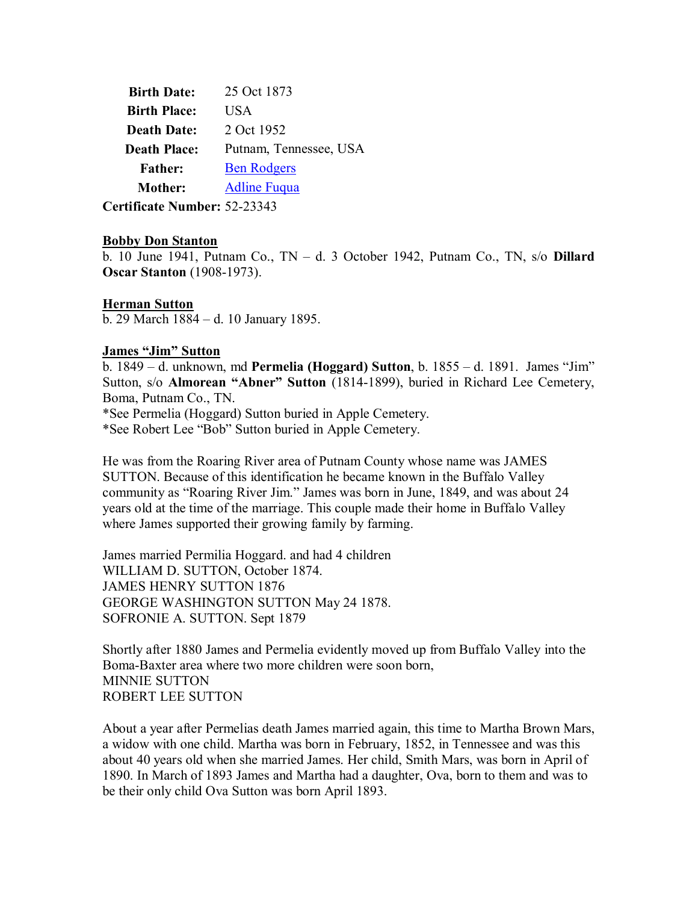| **Birth Date:** | 25 Oct 1873 |
|---:|---|
| **Birth Place:** | USA |
| **Death Date:** | 2 Oct 1952 |
| **Death Place:** | Putnam, Tennessee, USA |
| **Father:** | Ben Rodgers |
| **Mother:** | Adline Fuqua |
| **Certificate Number:** | 52-23343 |

**Bobby Don Stanton**
b. 10 June 1941, Putnam Co., TN – d. 3 October 1942, Putnam Co., TN, s/o **Dillard Oscar Stanton** (1908-1973).

**Herman Sutton**
b. 29 March 1884 – d. 10 January 1895.

**James "Jim" Sutton**
b. 1849 – d. unknown, md **Permelia (Hoggard) Sutton**, b. 1855 – d. 1891. James "Jim" Sutton, s/o **Almorean "Abner" Sutton** (1814-1899), buried in Richard Lee Cemetery, Boma, Putnam Co., TN.
*See Permelia (Hoggard) Sutton buried in Apple Cemetery.
*See Robert Lee "Bob" Sutton buried in Apple Cemetery.

He was from the Roaring River area of Putnam County whose name was JAMES SUTTON. Because of this identification he became known in the Buffalo Valley community as "Roaring River Jim." James was born in June, 1849, and was about 24 years old at the time of the marriage. This couple made their home in Buffalo Valley where James supported their growing family by farming.

James married Permilia Hoggard. and had 4 children
WILLIAM D. SUTTON, October 1874.
JAMES HENRY SUTTON 1876
GEORGE WASHINGTON SUTTON May 24 1878.
SOFRONIE A. SUTTON. Sept 1879

Shortly after 1880 James and Permelia evidently moved up from Buffalo Valley into the Boma-Baxter area where two more children were soon born,
MINNIE SUTTON
ROBERT LEE SUTTON

About a year after Permelias death James married again, this time to Martha Brown Mars, a widow with one child. Martha was born in February, 1852, in Tennessee and was this about 40 years old when she married James. Her child, Smith Mars, was born in April of 1890. In March of 1893 James and Martha had a daughter, Ova, born to them and was to be their only child Ova Sutton was born April 1893.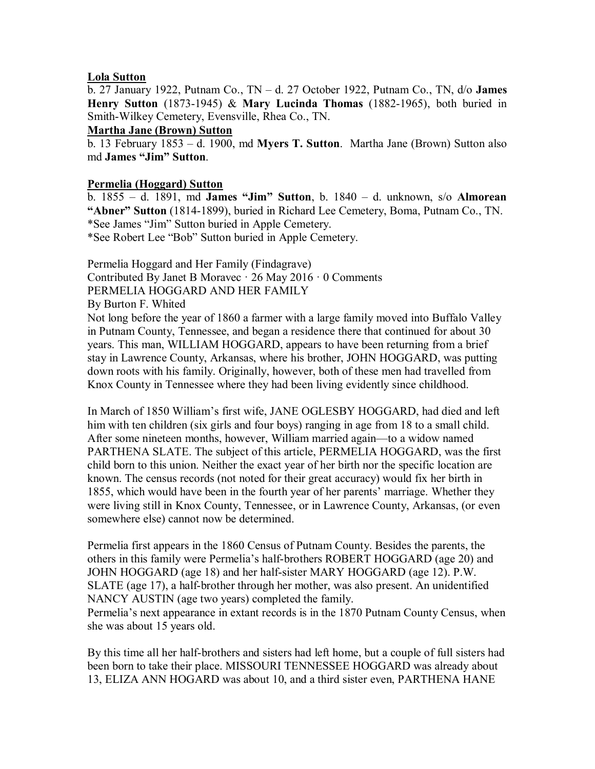**Lola Sutton**

b. 27 January 1922, Putnam Co., TN – d. 27 October 1922, Putnam Co., TN, d/o **James Henry Sutton** (1873-1945) & **Mary Lucinda Thomas** (1882-1965), both buried in Smith-Wilkey Cemetery, Evensville, Rhea Co., TN.

**Martha Jane (Brown) Sutton**

b. 13 February 1853 – d. 1900, md **Myers T. Sutton**. Martha Jane (Brown) Sutton also md **James "Jim" Sutton**.

**Permelia (Hoggard) Sutton**

b. 1855 – d. 1891, md **James "Jim" Sutton**, b. 1840 – d. unknown, s/o **Almorean "Abner" Sutton** (1814-1899), buried in Richard Lee Cemetery, Boma, Putnam Co., TN.
*See James "Jim" Sutton buried in Apple Cemetery.
*See Robert Lee "Bob" Sutton buried in Apple Cemetery.

Permelia Hoggard and Her Family (Findagrave)
Contributed By Janet B Moravec · 26 May 2016 · 0 Comments
PERMELIA HOGGARD AND HER FAMILY
By Burton F. Whited

Not long before the year of 1860 a farmer with a large family moved into Buffalo Valley in Putnam County, Tennessee, and began a residence there that continued for about 30 years. This man, WILLIAM HOGGARD, appears to have been returning from a brief stay in Lawrence County, Arkansas, where his brother, JOHN HOGGARD, was putting down roots with his family. Originally, however, both of these men had travelled from Knox County in Tennessee where they had been living evidently since childhood.

In March of 1850 William's first wife, JANE OGLESBY HOGGARD, had died and left him with ten children (six girls and four boys) ranging in age from 18 to a small child. After some nineteen months, however, William married again—to a widow named PARTHENA SLATE. The subject of this article, PERMELIA HOGGARD, was the first child born to this union. Neither the exact year of her birth nor the specific location are known. The census records (not noted for their great accuracy) would fix her birth in 1855, which would have been in the fourth year of her parents' marriage. Whether they were living still in Knox County, Tennessee, or in Lawrence County, Arkansas, (or even somewhere else) cannot now be determined.

Permelia first appears in the 1860 Census of Putnam County. Besides the parents, the others in this family were Permelia's half-brothers ROBERT HOGGARD (age 20) and JOHN HOGGARD (age 18) and her half-sister MARY HOGGARD (age 12). P.W. SLATE (age 17), a half-brother through her mother, was also present. An unidentified NANCY AUSTIN (age two years) completed the family.

Permelia's next appearance in extant records is in the 1870 Putnam County Census, when she was about 15 years old.

By this time all her half-brothers and sisters had left home, but a couple of full sisters had been born to take their place. MISSOURI TENNESSEE HOGGARD was already about 13, ELIZA ANN HOGARD was about 10, and a third sister even, PARTHENA HANE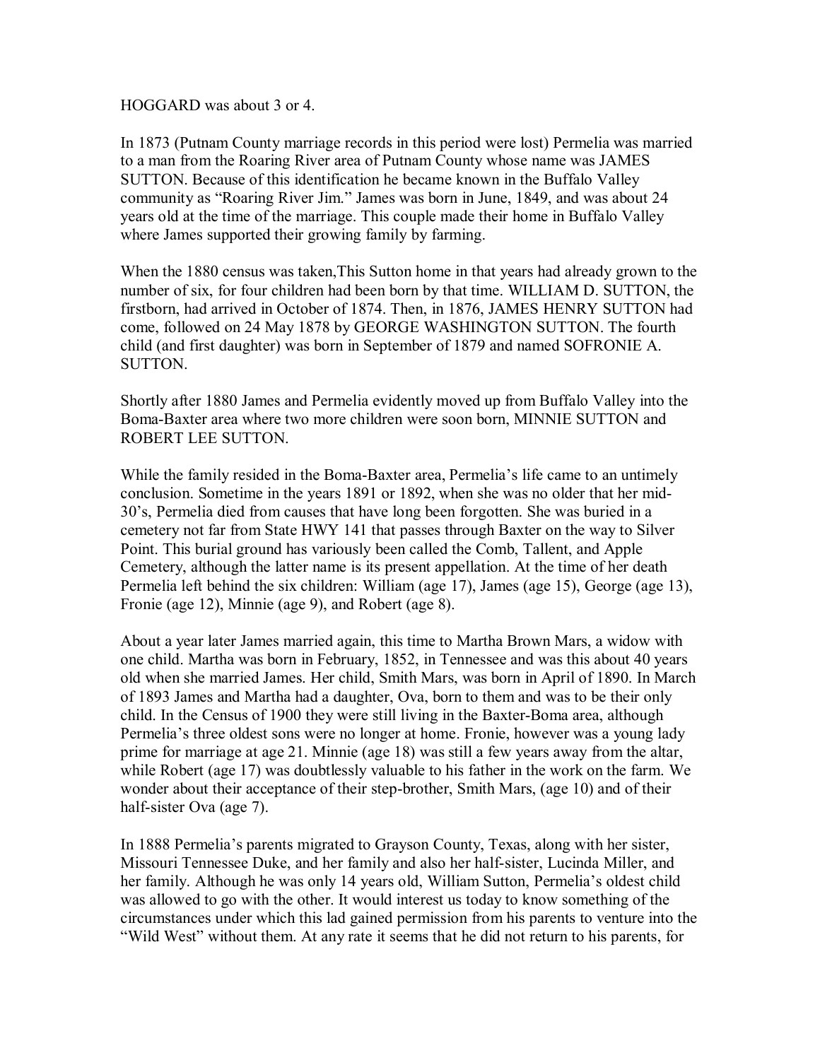HOGGARD was about 3 or 4.

In 1873 (Putnam County marriage records in this period were lost) Permelia was married to a man from the Roaring River area of Putnam County whose name was JAMES SUTTON. Because of this identification he became known in the Buffalo Valley community as "Roaring River Jim." James was born in June, 1849, and was about 24 years old at the time of the marriage. This couple made their home in Buffalo Valley where James supported their growing family by farming.

When the 1880 census was taken,This Sutton home in that years had already grown to the number of six, for four children had been born by that time. WILLIAM D. SUTTON, the firstborn, had arrived in October of 1874. Then, in 1876, JAMES HENRY SUTTON had come, followed on 24 May 1878 by GEORGE WASHINGTON SUTTON. The fourth child (and first daughter) was born in September of 1879 and named SOFRONIE A. SUTTON.

Shortly after 1880 James and Permelia evidently moved up from Buffalo Valley into the Boma-Baxter area where two more children were soon born, MINNIE SUTTON and ROBERT LEE SUTTON.

While the family resided in the Boma-Baxter area, Permelia's life came to an untimely conclusion. Sometime in the years 1891 or 1892, when she was no older that her mid-30's, Permelia died from causes that have long been forgotten. She was buried in a cemetery not far from State HWY 141 that passes through Baxter on the way to Silver Point. This burial ground has variously been called the Comb, Tallent, and Apple Cemetery, although the latter name is its present appellation. At the time of her death Permelia left behind the six children: William (age 17), James (age 15), George (age 13), Fronie (age 12), Minnie (age 9), and Robert (age 8).

About a year later James married again, this time to Martha Brown Mars, a widow with one child. Martha was born in February, 1852, in Tennessee and was this about 40 years old when she married James. Her child, Smith Mars, was born in April of 1890. In March of 1893 James and Martha had a daughter, Ova, born to them and was to be their only child. In the Census of 1900 they were still living in the Baxter-Boma area, although Permelia's three oldest sons were no longer at home. Fronie, however was a young lady prime for marriage at age 21. Minnie (age 18) was still a few years away from the altar, while Robert (age 17) was doubtlessly valuable to his father in the work on the farm. We wonder about their acceptance of their step-brother, Smith Mars, (age 10) and of their half-sister Ova (age 7).

In 1888 Permelia's parents migrated to Grayson County, Texas, along with her sister, Missouri Tennessee Duke, and her family and also her half-sister, Lucinda Miller, and her family. Although he was only 14 years old, William Sutton, Permelia's oldest child was allowed to go with the other. It would interest us today to know something of the circumstances under which this lad gained permission from his parents to venture into the "Wild West" without them. At any rate it seems that he did not return to his parents, for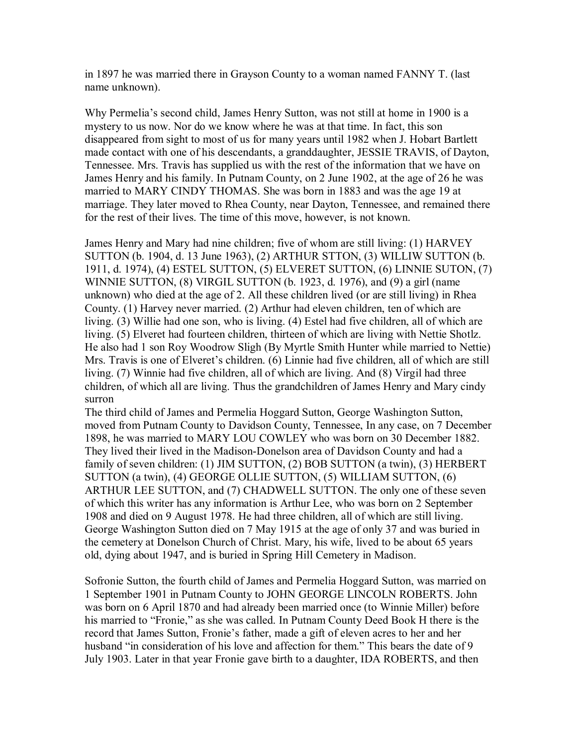in 1897 he was married there in Grayson County to a woman named FANNY T. (last name unknown).

Why Permelia's second child, James Henry Sutton, was not still at home in 1900 is a mystery to us now. Nor do we know where he was at that time. In fact, this son disappeared from sight to most of us for many years until 1982 when J. Hobart Bartlett made contact with one of his descendants, a granddaughter, JESSIE TRAVIS, of Dayton, Tennessee. Mrs. Travis has supplied us with the rest of the information that we have on James Henry and his family. In Putnam County, on 2 June 1902, at the age of 26 he was married to MARY CINDY THOMAS. She was born in 1883 and was the age 19 at marriage. They later moved to Rhea County, near Dayton, Tennessee, and remained there for the rest of their lives. The time of this move, however, is not known.

James Henry and Mary had nine children; five of whom are still living: (1) HARVEY SUTTON (b. 1904, d. 13 June 1963), (2) ARTHUR STTON, (3) WILLIW SUTTON (b. 1911, d. 1974), (4) ESTEL SUTTON, (5) ELVERET SUTTON, (6) LINNIE SUTON, (7) WINNIE SUTTON, (8) VIRGIL SUTTON (b. 1923, d. 1976), and (9) a girl (name unknown) who died at the age of 2. All these children lived (or are still living) in Rhea County. (1) Harvey never married. (2) Arthur had eleven children, ten of which are living. (3) Willie had one son, who is living. (4) Estel had five children, all of which are living. (5) Elveret had fourteen children, thirteen of which are living with Nettie Shotlz. He also had 1 son Roy Woodrow Sligh (By Myrtle Smith Hunter while married to Nettie) Mrs. Travis is one of Elveret's children. (6) Linnie had five children, all of which are still living. (7) Winnie had five children, all of which are living. And (8) Virgil had three children, of which all are living. Thus the grandchildren of James Henry and Mary cindy surron

The third child of James and Permelia Hoggard Sutton, George Washington Sutton, moved from Putnam County to Davidson County, Tennessee, In any case, on 7 December 1898, he was married to MARY LOU COWLEY who was born on 30 December 1882. They lived their lived in the Madison-Donelson area of Davidson County and had a family of seven children: (1) JIM SUTTON, (2) BOB SUTTON (a twin), (3) HERBERT SUTTON (a twin), (4) GEORGE OLLIE SUTTON, (5) WILLIAM SUTTON, (6) ARTHUR LEE SUTTON, and (7) CHADWELL SUTTON. The only one of these seven of which this writer has any information is Arthur Lee, who was born on 2 September 1908 and died on 9 August 1978. He had three children, all of which are still living. George Washington Sutton died on 7 May 1915 at the age of only 37 and was buried in the cemetery at Donelson Church of Christ. Mary, his wife, lived to be about 65 years old, dying about 1947, and is buried in Spring Hill Cemetery in Madison.

Sofronie Sutton, the fourth child of James and Permelia Hoggard Sutton, was married on 1 September 1901 in Putnam County to JOHN GEORGE LINCOLN ROBERTS. John was born on 6 April 1870 and had already been married once (to Winnie Miller) before his married to "Fronie," as she was called. In Putnam County Deed Book H there is the record that James Sutton, Fronie's father, made a gift of eleven acres to her and her husband "in consideration of his love and affection for them." This bears the date of 9 July 1903. Later in that year Fronie gave birth to a daughter, IDA ROBERTS, and then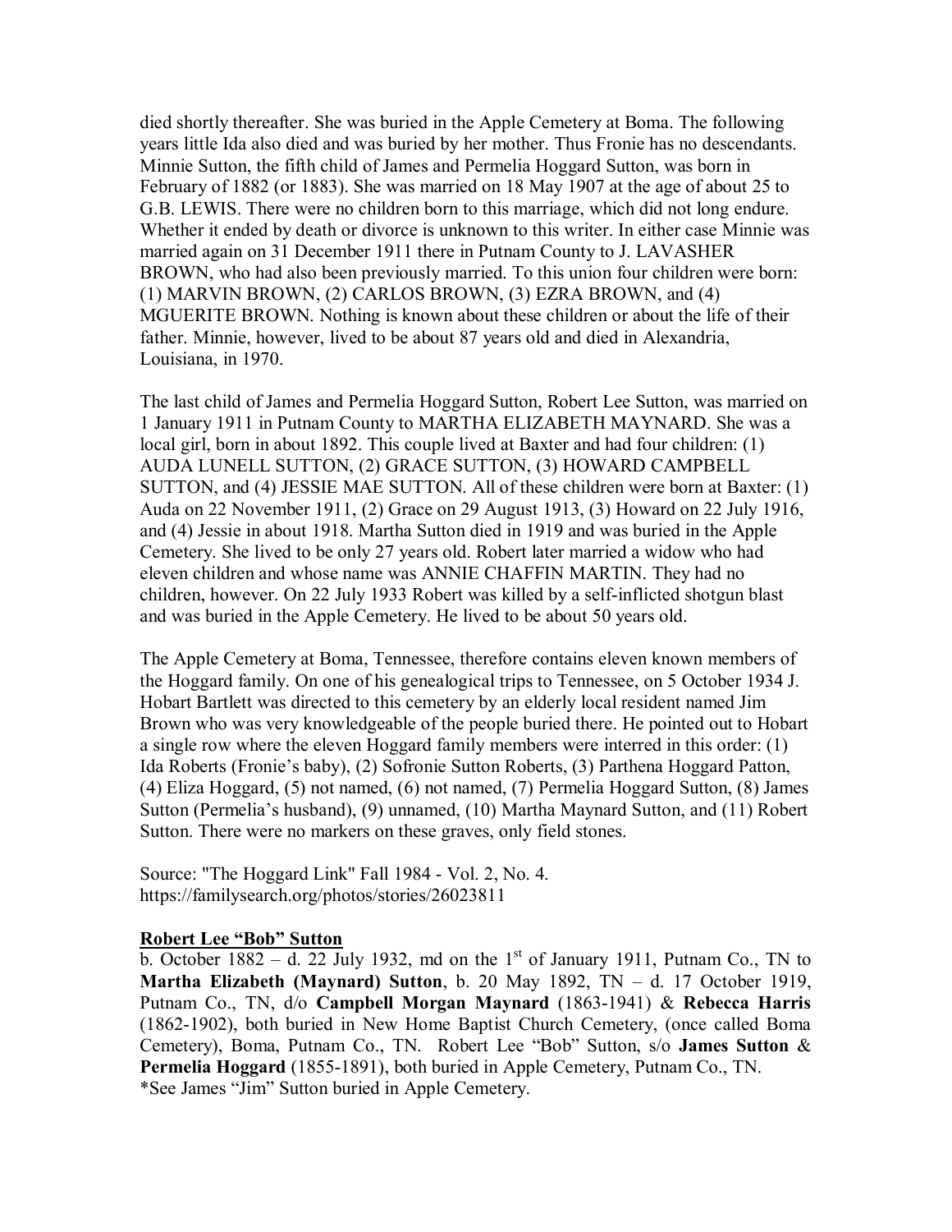died shortly thereafter. She was buried in the Apple Cemetery at Boma. The following years little Ida also died and was buried by her mother. Thus Fronie has no descendants. Minnie Sutton, the fifth child of James and Permelia Hoggard Sutton, was born in February of 1882 (or 1883). She was married on 18 May 1907 at the age of about 25 to G.B. LEWIS. There were no children born to this marriage, which did not long endure. Whether it ended by death or divorce is unknown to this writer. In either case Minnie was married again on 31 December 1911 there in Putnam County to J. LAVASHER BROWN, who had also been previously married. To this union four children were born: (1) MARVIN BROWN, (2) CARLOS BROWN, (3) EZRA BROWN, and (4) MGUERITE BROWN. Nothing is known about these children or about the life of their father. Minnie, however, lived to be about 87 years old and died in Alexandria, Louisiana, in 1970.

The last child of James and Permelia Hoggard Sutton, Robert Lee Sutton, was married on 1 January 1911 in Putnam County to MARTHA ELIZABETH MAYNARD. She was a local girl, born in about 1892. This couple lived at Baxter and had four children: (1) AUDA LUNELL SUTTON, (2) GRACE SUTTON, (3) HOWARD CAMPBELL SUTTON, and (4) JESSIE MAE SUTTON. All of these children were born at Baxter: (1) Auda on 22 November 1911, (2) Grace on 29 August 1913, (3) Howard on 22 July 1916, and (4) Jessie in about 1918. Martha Sutton died in 1919 and was buried in the Apple Cemetery. She lived to be only 27 years old. Robert later married a widow who had eleven children and whose name was ANNIE CHAFFIN MARTIN. They had no children, however. On 22 July 1933 Robert was killed by a self-inflicted shotgun blast and was buried in the Apple Cemetery. He lived to be about 50 years old.

The Apple Cemetery at Boma, Tennessee, therefore contains eleven known members of the Hoggard family. On one of his genealogical trips to Tennessee, on 5 October 1934 J. Hobart Bartlett was directed to this cemetery by an elderly local resident named Jim Brown who was very knowledgeable of the people buried there. He pointed out to Hobart a single row where the eleven Hoggard family members were interred in this order: (1) Ida Roberts (Fronie's baby), (2) Sofronie Sutton Roberts, (3) Parthena Hoggard Patton, (4) Eliza Hoggard, (5) not named, (6) not named, (7) Permelia Hoggard Sutton, (8) James Sutton (Permelia's husband), (9) unnamed, (10) Martha Maynard Sutton, and (11) Robert Sutton. There were no markers on these graves, only field stones.

Source: "The Hoggard Link" Fall 1984 - Vol. 2, No. 4.
https://familysearch.org/photos/stories/26023811

**Robert Lee "Bob" Sutton**

b. October 1882 – d. 22 July 1932, md on the 1st of January 1911, Putnam Co., TN to **Martha Elizabeth (Maynard) Sutton**, b. 20 May 1892, TN – d. 17 October 1919, Putnam Co., TN, d/o **Campbell Morgan Maynard** (1863-1941) & **Rebecca Harris** (1862-1902), both buried in New Home Baptist Church Cemetery, (once called Boma Cemetery), Boma, Putnam Co., TN. Robert Lee "Bob" Sutton, s/o **James Sutton** & **Permelia Hoggard** (1855-1891), both buried in Apple Cemetery, Putnam Co., TN.
*See James "Jim" Sutton buried in Apple Cemetery.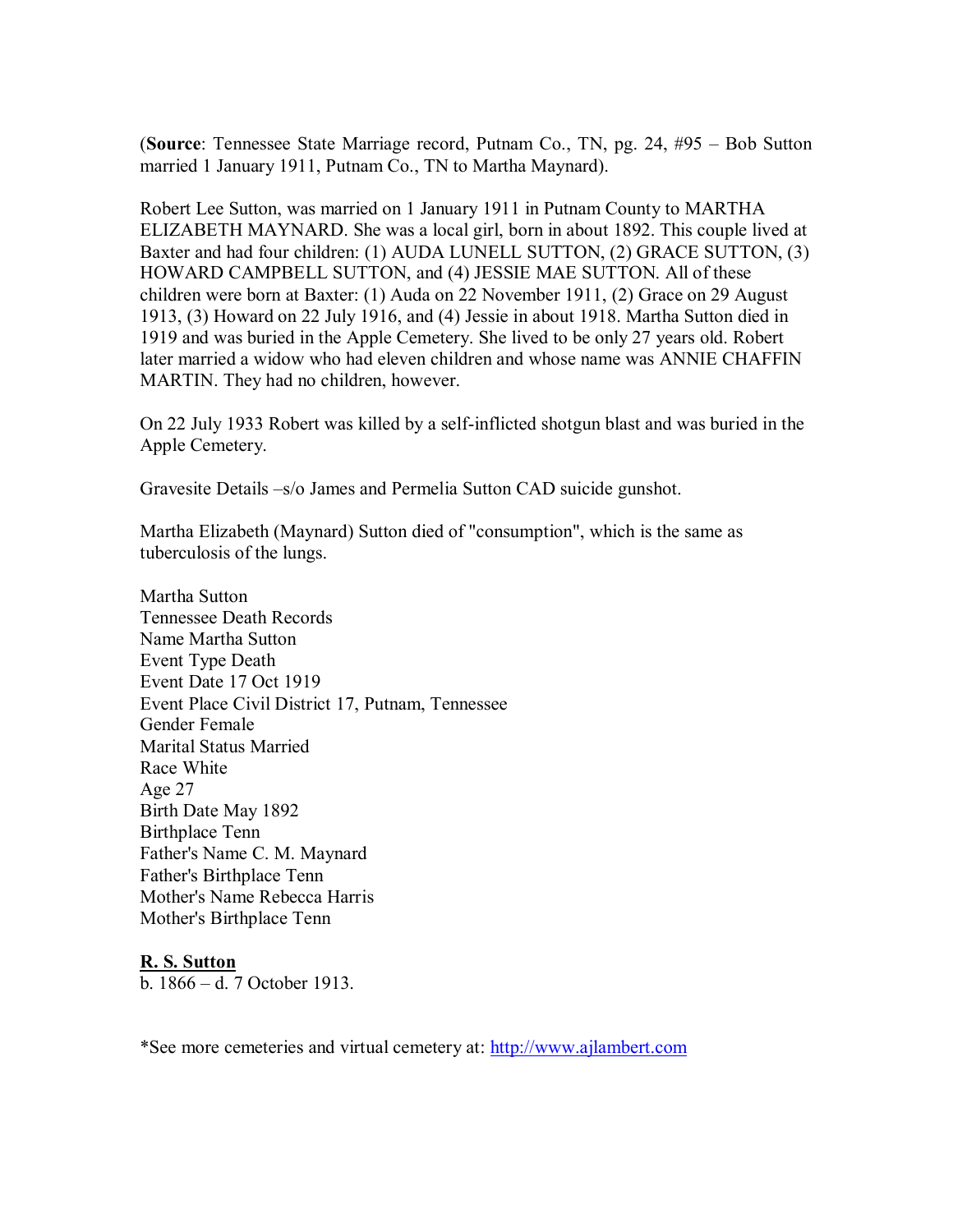(**Source**: Tennessee State Marriage record, Putnam Co., TN, pg. 24, #95 – Bob Sutton married 1 January 1911, Putnam Co., TN to Martha Maynard).

Robert Lee Sutton, was married on 1 January 1911 in Putnam County to MARTHA ELIZABETH MAYNARD. She was a local girl, born in about 1892. This couple lived at Baxter and had four children: (1) AUDA LUNELL SUTTON, (2) GRACE SUTTON, (3) HOWARD CAMPBELL SUTTON, and (4) JESSIE MAE SUTTON. All of these children were born at Baxter: (1) Auda on 22 November 1911, (2) Grace on 29 August 1913, (3) Howard on 22 July 1916, and (4) Jessie in about 1918. Martha Sutton died in 1919 and was buried in the Apple Cemetery. She lived to be only 27 years old. Robert later married a widow who had eleven children and whose name was ANNIE CHAFFIN MARTIN. They had no children, however.

On 22 July 1933 Robert was killed by a self-inflicted shotgun blast and was buried in the Apple Cemetery.

Gravesite Details –s/o James and Permelia Sutton CAD suicide gunshot.

Martha Elizabeth (Maynard) Sutton died of "consumption", which is the same as tuberculosis of the lungs.

Martha Sutton
Tennessee Death Records
Name Martha Sutton
Event Type Death
Event Date 17 Oct 1919
Event Place Civil District 17, Putnam, Tennessee
Gender Female
Marital Status Married
Race White
Age 27
Birth Date May 1892
Birthplace Tenn
Father's Name C. M. Maynard
Father's Birthplace Tenn
Mother's Name Rebecca Harris
Mother's Birthplace Tenn

**R. S. Sutton**
b. 1866 – d. 7 October 1913.

*See more cemeteries and virtual cemetery at: http://www.ajlambert.com